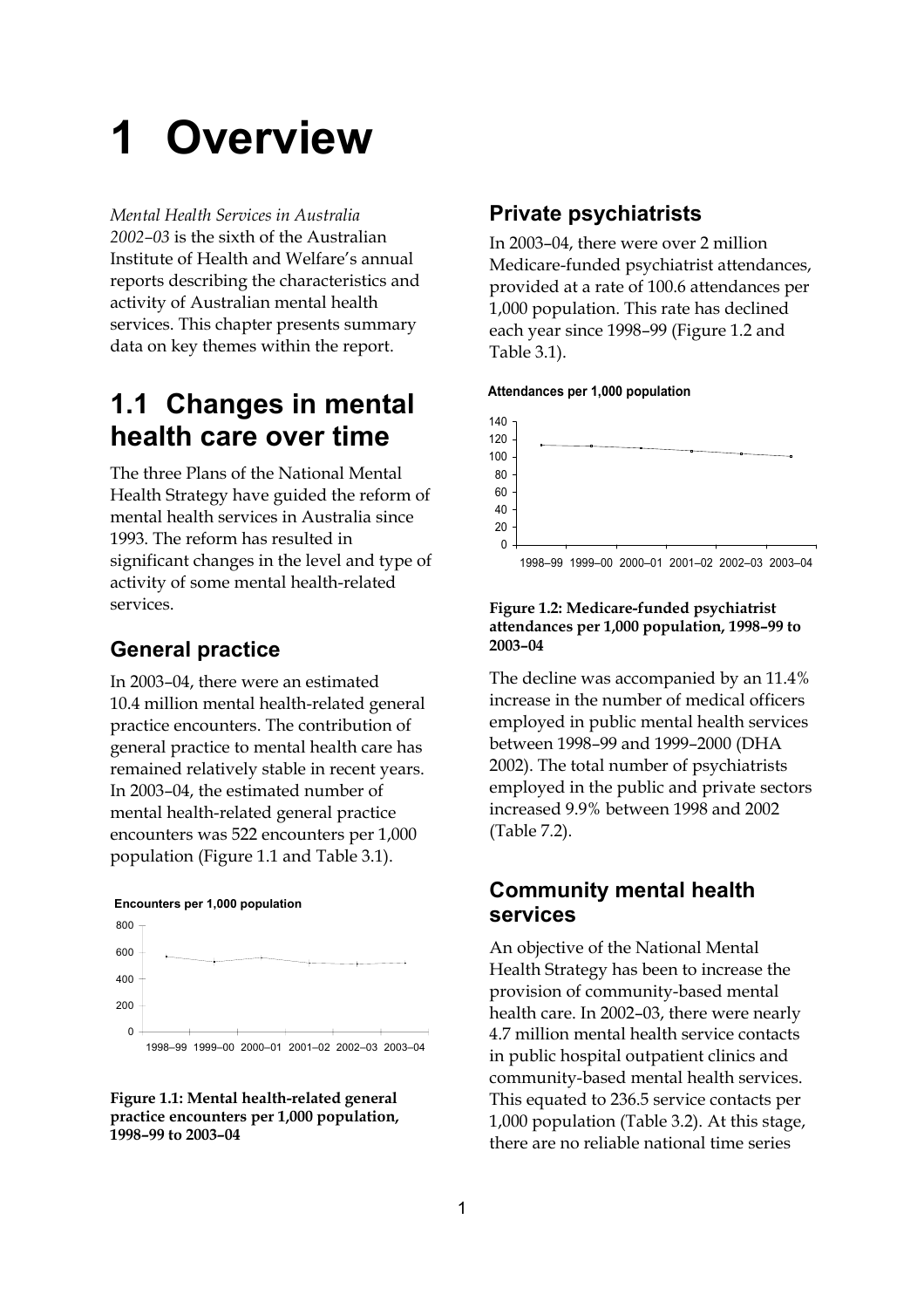# 1 Overview

*Mental Health Services in Australia 2002–03* is the sixth of the Australian Institute of Health and Welfare's annual reports describing the characteristics and activity of Australian mental health services. This chapter presents summary data on key themes within the report.

## 1.1 Changes in mental health care over time

The three Plans of the National Mental Health Strategy have guided the reform of mental health services in Australia since 1993. The reform has resulted in significant changes in the level and type of activity of some mental health-related services.

### General practice

In 2003–04, there were an estimated 10.4 million mental health-related general practice encounters. The contribution of general practice to mental health care has remained relatively stable in recent years. In 2003–04, the estimated number of mental health-related general practice encounters was 522 encounters per 1,000 population (Figure 1.1 and Table 3.1).

**Figure 1.1: Mental health-related general practice encounters per 1,000 population, 1998–99 to 2003–04**

### Private psychiatrists

In 2003–04, there were over 2 million Medicare-funded psychiatrist attendances, provided at a rate of 100.6 attendances per 1,000 population. This rate has declined each year since 1998–99 (Figure 1.2 and Table 3.1).

**Figure 1.2: Medicare-funded psychiatrist attendances per 1,000 population, 1998–99 to 2003–04**

The decline was accompanied by an 11.4% increase in the number of medical officers employed in public mental health services between 1998–99 and 1999–2000 (DHA 2002). The total number of psychiatrists employed in the public and private sectors increased 9.9% between 1998 and 2002 (Table 7.2).

### Community mental health services

An objective of the National Mental Health Strategy has been to increase the provision of community-based mental health care. In 2002–03, there were nearly 4.7 million mental health service contacts in public hospital outpatient clinics and community-based mental health services. This equated to 236.5 service contacts per 1,000 population (Table 3.2). At this stage, there are no reliable national time series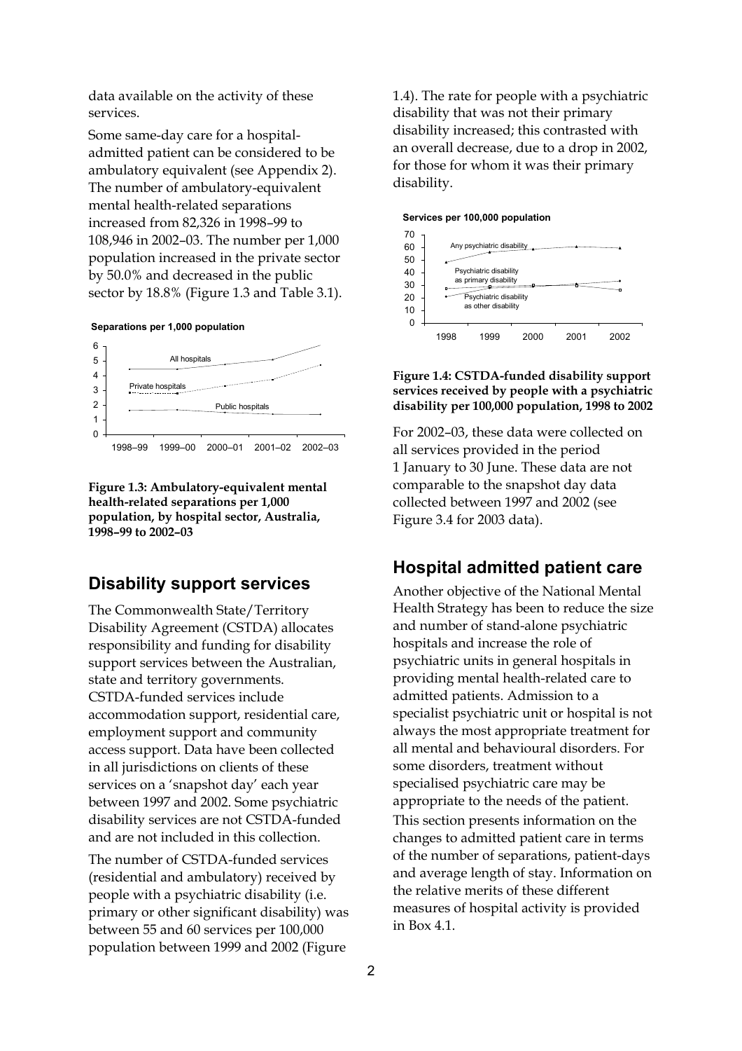data available on the activity of these services.

Some same-day care for a hospital-admitted patient can be considered to be ambulatory equivalent (see Appendix 2). The number of ambulatory-equivalent mental health-related separations increased from 82,326 in 1998–99 to 108,946 in 2002–03. The number per 1,000 population increased in the private sector by 50.0% and decreased in the public sector by 18.8% (Figure 1.3 and Table 3.1).

**Figure 1.3: Ambulatory-equivalent mental health-related separations per 1,000 population, by hospital sector, Australia, 1998–99 to 2002–03**

## Disability support services

The Commonwealth State/Territory Disability Agreement (CSTDA) allocates responsibility and funding for disability support services between the Australian, state and territory governments. CSTDA-funded services include accommodation support, residential care, employment support and community access support. Data have been collected in all jurisdictions on clients of these services on a 'snapshot day' each year between 1997 and 2002. Some psychiatric disability services are not CSTDA-funded and are not included in this collection.

The number of CSTDA-funded services (residential and ambulatory) received by people with a psychiatric disability (i.e. primary or other significant disability) was between 55 and 60 services per 100,000 population between 1999 and 2002 (Figure 1.4). The rate for people with a psychiatric disability that was not their primary disability increased; this contrasted with an overall decrease, due to a drop in 2002, for those for whom it was their primary disability.

**Figure 1.4: CSTDA-funded disability support services received by people with a psychiatric disability per 100,000 population, 1998 to 2002**

For 2002–03, these data were collected on all services provided in the period 1 January to 30 June. These data are not comparable to the snapshot day data collected between 1997 and 2002 (see Figure 3.4 for 2003 data).

## Hospital admitted patient care

Another objective of the National Mental Health Strategy has been to reduce the size and number of stand-alone psychiatric hospitals and increase the role of psychiatric units in general hospitals in providing mental health-related care to admitted patients. Admission to a specialist psychiatric unit or hospital is not always the most appropriate treatment for all mental and behavioural disorders. For some disorders, treatment without specialised psychiatric care may be appropriate to the needs of the patient.

This section presents information on the changes to admitted patient care in terms of the number of separations, patient-days and average length of stay. Information on the relative merits of these different measures of hospital activity is provided in Box 4.1.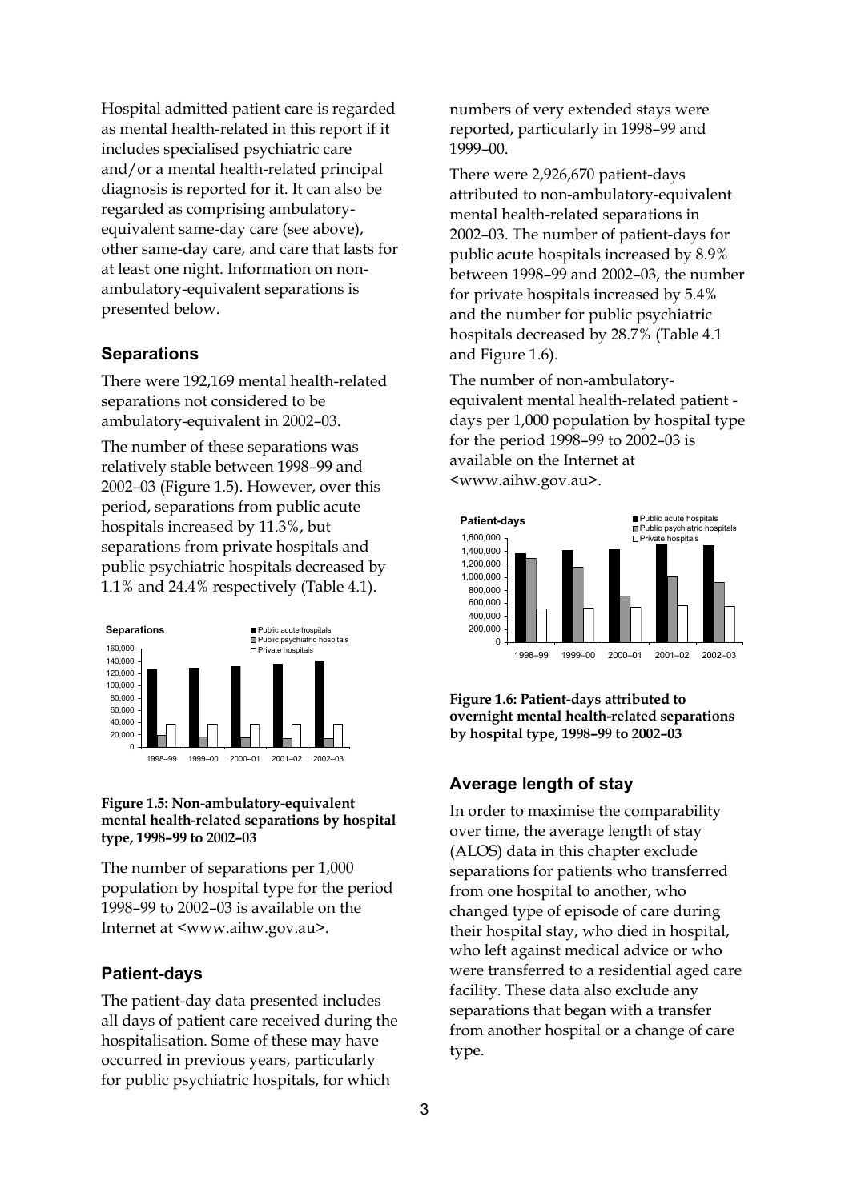Hospital admitted patient care is regarded as mental health-related in this report if it includes specialised psychiatric care and/or a mental health-related principal diagnosis is reported for it. It can also be regarded as comprising ambulatory-equivalent same-day care (see above), other same-day care, and care that lasts for at least one night. Information on non-ambulatory-equivalent separations is presented below.

### Separations

There were 192,169 mental health-related separations not considered to be ambulatory-equivalent in 2002–03.

The number of these separations was relatively stable between 1998–99 and 2002–03 (Figure 1.5). However, over this period, separations from public acute hospitals increased by 11.3%, but separations from private hospitals and public psychiatric hospitals decreased by 1.1% and 24.4% respectively (Table 4.1).

**Figure 1.5: Non-ambulatory-equivalent mental health-related separations by hospital type, 1998–99 to 2002–03**

The number of separations per 1,000 population by hospital type for the period 1998–99 to 2002–03 is available on the Internet at <www.aihw.gov.au>.

### Patient-days

The patient-day data presented includes all days of patient care received during the hospitalisation. Some of these may have occurred in previous years, particularly for public psychiatric hospitals, for which numbers of very extended stays were reported, particularly in 1998–99 and 1999–00.

There were 2,926,670 patient-days attributed to non-ambulatory-equivalent mental health-related separations in 2002–03. The number of patient-days for public acute hospitals increased by 8.9% between 1998–99 and 2002–03, the number for private hospitals increased by 5.4% and the number for public psychiatric hospitals decreased by 28.7% (Table 4.1 and Figure 1.6).

The number of non-ambulatory-equivalent mental health-related patient - days per 1,000 population by hospital type for the period 1998–99 to 2002–03 is available on the Internet at <www.aihw.gov.au>.

**Figure 1.6: Patient-days attributed to overnight mental health-related separations by hospital type, 1998–99 to 2002–03**

### Average length of stay

In order to maximise the comparability over time, the average length of stay (ALOS) data in this chapter exclude separations for patients who transferred from one hospital to another, who changed type of episode of care during their hospital stay, who died in hospital, who left against medical advice or who were transferred to a residential aged care facility. These data also exclude any separations that began with a transfer from another hospital or a change of care type.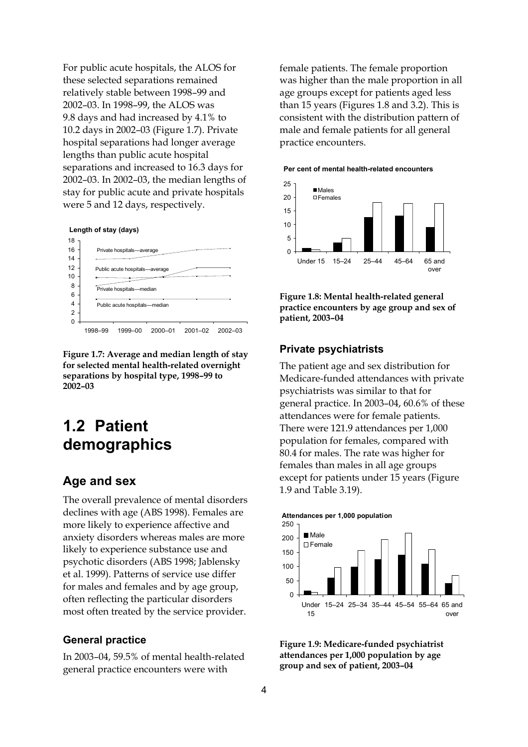For public acute hospitals, the ALOS for these selected separations remained relatively stable between 1998–99 and 2002–03. In 1998–99, the ALOS was 9.8 days and had increased by 4.1% to 10.2 days in 2002–03 (Figure 1.7). Private hospital separations had longer average lengths than public acute hospital separations and increased to 16.3 days for 2002–03. In 2002–03, the median lengths of stay for public acute and private hospitals were 5 and 12 days, respectively.

**Figure 1.7: Average and median length of stay for selected mental health-related overnight separations by hospital type, 1998–99 to 2002–03**

# 1.2 Patient demographics

## Age and sex

The overall prevalence of mental disorders declines with age (ABS 1998). Females are more likely to experience affective and anxiety disorders whereas males are more likely to experience substance use and psychotic disorders (ABS 1998; Jablensky et al. 1999). Patterns of service use differ for males and females and by age group, often reflecting the particular disorders most often treated by the service provider.

### General practice

In 2003–04, 59.5% of mental health-related general practice encounters were with female patients. The female proportion was higher than the male proportion in all age groups except for patients aged less than 15 years (Figures 1.8 and 3.2). This is consistent with the distribution pattern of male and female patients for all general practice encounters.

**Figure 1.8: Mental health-related general practice encounters by age group and sex of patient, 2003–04**

### Private psychiatrists

The patient age and sex distribution for Medicare-funded attendances with private psychiatrists was similar to that for general practice. In 2003–04, 60.6% of these attendances were for female patients. There were 121.9 attendances per 1,000 population for females, compared with 80.4 for males. The rate was higher for females than males in all age groups except for patients under 15 years (Figure 1.9 and Table 3.19).

**Figure 1.9: Medicare-funded psychiatrist attendances per 1,000 population by age group and sex of patient, 2003–04**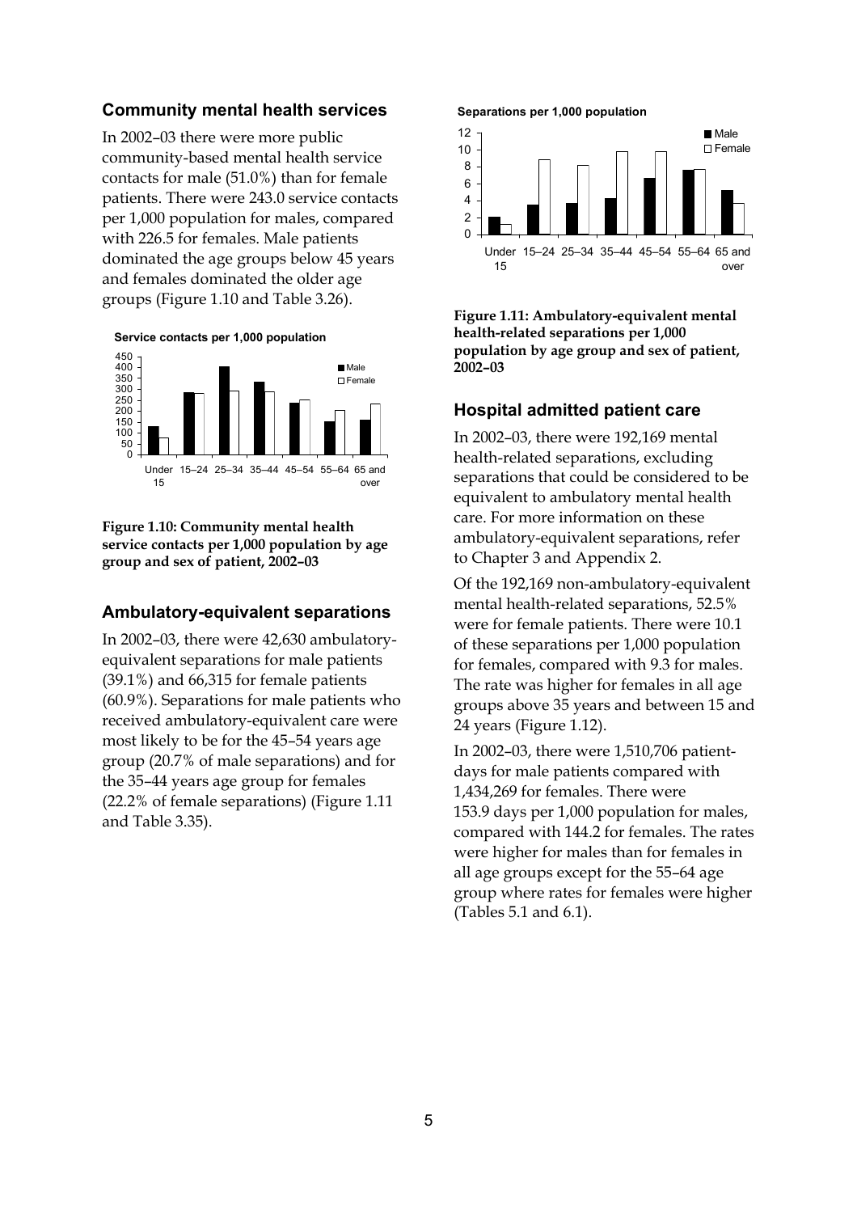## Community mental health services

In 2002–03 there were more public community-based mental health service contacts for male (51.0%) than for female patients. There were 243.0 service contacts per 1,000 population for males, compared with 226.5 for females. Male patients dominated the age groups below 45 years and females dominated the older age groups (Figure 1.10 and Table 3.26).

**Figure 1.10: Community mental health service contacts per 1,000 population by age group and sex of patient, 2002–03**

## Ambulatory-equivalent separations

In 2002–03, there were 42,630 ambulatory-equivalent separations for male patients (39.1%) and 66,315 for female patients (60.9%). Separations for male patients who received ambulatory-equivalent care were most likely to be for the 45–54 years age group (20.7% of male separations) and for the 35–44 years age group for females (22.2% of female separations) (Figure 1.11 and Table 3.35).

**Figure 1.11: Ambulatory-equivalent mental health-related separations per 1,000 population by age group and sex of patient, 2002–03**

## Hospital admitted patient care

In 2002–03, there were 192,169 mental health-related separations, excluding separations that could be considered to be equivalent to ambulatory mental health care. For more information on these ambulatory-equivalent separations, refer to Chapter 3 and Appendix 2.

Of the 192,169 non-ambulatory-equivalent mental health-related separations, 52.5% were for female patients. There were 10.1 of these separations per 1,000 population for females, compared with 9.3 for males. The rate was higher for females in all age groups above 35 years and between 15 and 24 years (Figure 1.12).

In 2002–03, there were 1,510,706 patient-days for male patients compared with 1,434,269 for females. There were 153.9 days per 1,000 population for males, compared with 144.2 for females. The rates were higher for males than for females in all age groups except for the 55–64 age group where rates for females were higher (Tables 5.1 and 6.1).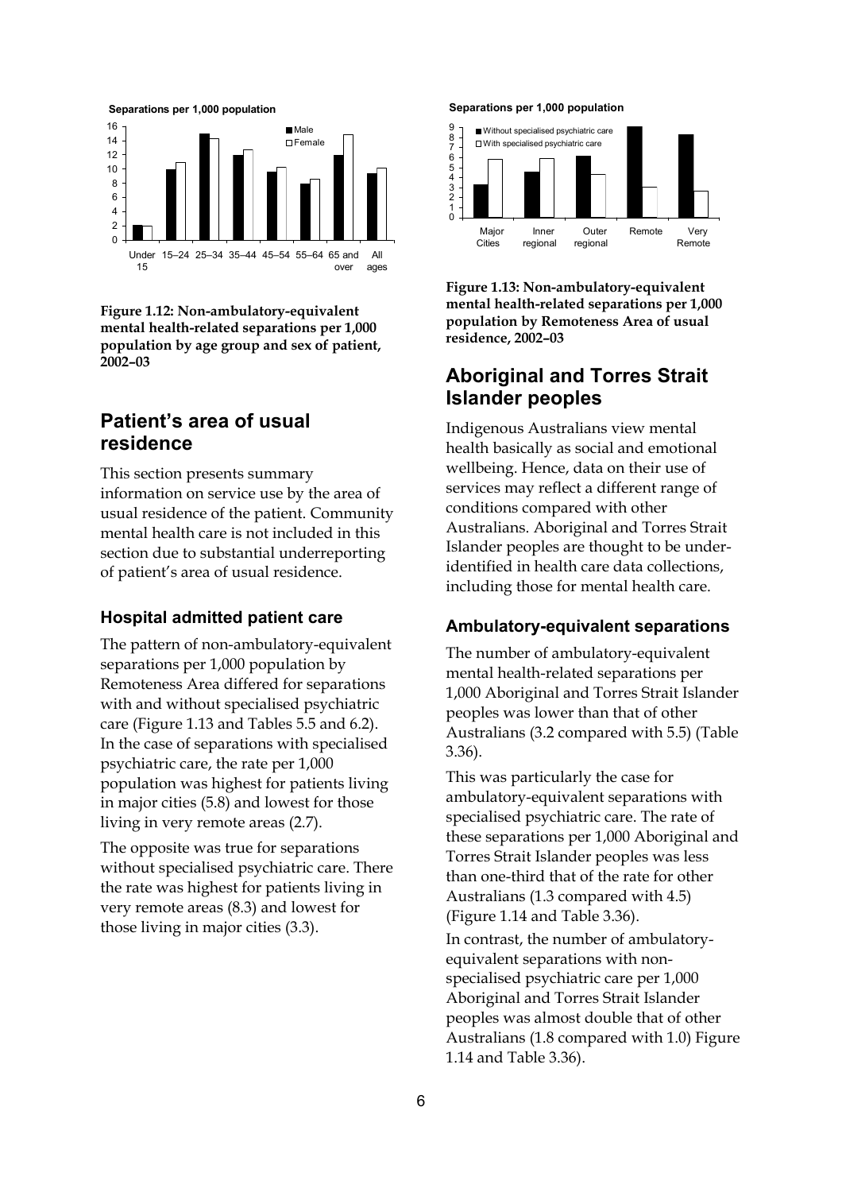**Figure 1.12: Non-ambulatory-equivalent mental health-related separations per 1,000 population by age group and sex of patient, 2002–03**

## Patient's area of usual residence

This section presents summary information on service use by the area of usual residence of the patient. Community mental health care is not included in this section due to substantial underreporting of patient's area of usual residence.

### Hospital admitted patient care

The pattern of non-ambulatory-equivalent separations per 1,000 population by Remoteness Area differed for separations with and without specialised psychiatric care (Figure 1.13 and Tables 5.5 and 6.2). In the case of separations with specialised psychiatric care, the rate per 1,000 population was highest for patients living in major cities (5.8) and lowest for those living in very remote areas (2.7).

The opposite was true for separations without specialised psychiatric care. There the rate was highest for patients living in very remote areas (8.3) and lowest for those living in major cities (3.3).

**Figure 1.13: Non-ambulatory-equivalent mental health-related separations per 1,000 population by Remoteness Area of usual residence, 2002–03**

## Aboriginal and Torres Strait Islander peoples

Indigenous Australians view mental health basically as social and emotional wellbeing. Hence, data on their use of services may reflect a different range of conditions compared with other Australians. Aboriginal and Torres Strait Islander peoples are thought to be under-identified in health care data collections, including those for mental health care.

### Ambulatory-equivalent separations

The number of ambulatory-equivalent mental health-related separations per 1,000 Aboriginal and Torres Strait Islander peoples was lower than that of other Australians (3.2 compared with 5.5) (Table 3.36).

This was particularly the case for ambulatory-equivalent separations with specialised psychiatric care. The rate of these separations per 1,000 Aboriginal and Torres Strait Islander peoples was less than one-third that of the rate for other Australians (1.3 compared with 4.5) (Figure 1.14 and Table 3.36).

In contrast, the number of ambulatory-equivalent separations with non-specialised psychiatric care per 1,000 Aboriginal and Torres Strait Islander peoples was almost double that of other Australians (1.8 compared with 1.0) Figure 1.14 and Table 3.36).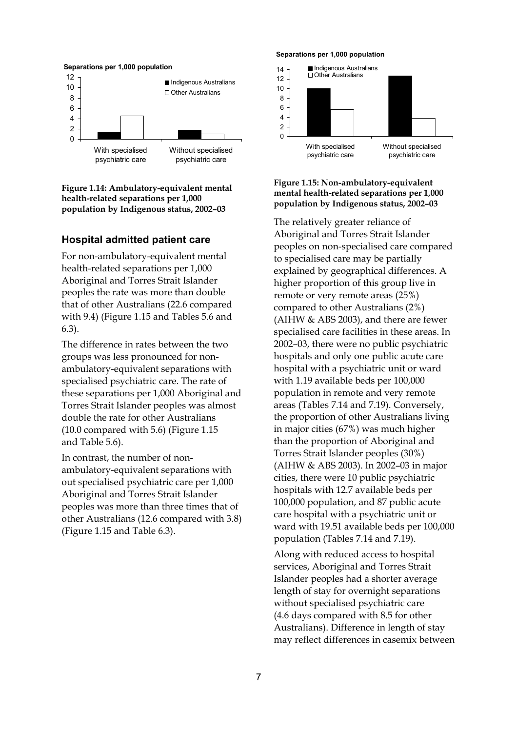Figure 1.14: Ambulatory-equivalent mental health-related separations per 1,000 population by Indigenous status, 2002–03

Figure 1.15: Non-ambulatory-equivalent mental health-related separations per 1,000 population by Indigenous status, 2002–03

### Hospital admitted patient care

For non-ambulatory-equivalent mental health-related separations per 1,000 Aboriginal and Torres Strait Islander peoples the rate was more than double that of other Australians (22.6 compared with 9.4) (Figure 1.15 and Tables 5.6 and 6.3).

The difference in rates between the two groups was less pronounced for non-ambulatory-equivalent separations with specialised psychiatric care. The rate of these separations per 1,000 Aboriginal and Torres Strait Islander peoples was almost double the rate for other Australians (10.0 compared with 5.6) (Figure 1.15 and Table 5.6).

In contrast, the number of non-ambulatory-equivalent separations with out specialised psychiatric care per 1,000 Aboriginal and Torres Strait Islander peoples was more than three times that of other Australians (12.6 compared with 3.8) (Figure 1.15 and Table 6.3).

The relatively greater reliance of Aboriginal and Torres Strait Islander peoples on non-specialised care compared to specialised care may be partially explained by geographical differences. A higher proportion of this group live in remote or very remote areas (25%) compared to other Australians (2%) (AIHW & ABS 2003), and there are fewer specialised care facilities in these areas. In 2002–03, there were no public psychiatric hospitals and only one public acute care hospital with a psychiatric unit or ward with 1.19 available beds per 100,000 population in remote and very remote areas (Tables 7.14 and 7.19). Conversely, the proportion of other Australians living in major cities (67%) was much higher than the proportion of Aboriginal and Torres Strait Islander peoples (30%) (AIHW & ABS 2003). In 2002–03 in major cities, there were 10 public psychiatric hospitals with 12.7 available beds per 100,000 population, and 87 public acute care hospital with a psychiatric unit or ward with 19.51 available beds per 100,000 population (Tables 7.14 and 7.19).

Along with reduced access to hospital services, Aboriginal and Torres Strait Islander peoples had a shorter average length of stay for overnight separations without specialised psychiatric care (4.6 days compared with 8.5 for other Australians). Difference in length of stay may reflect differences in casemix between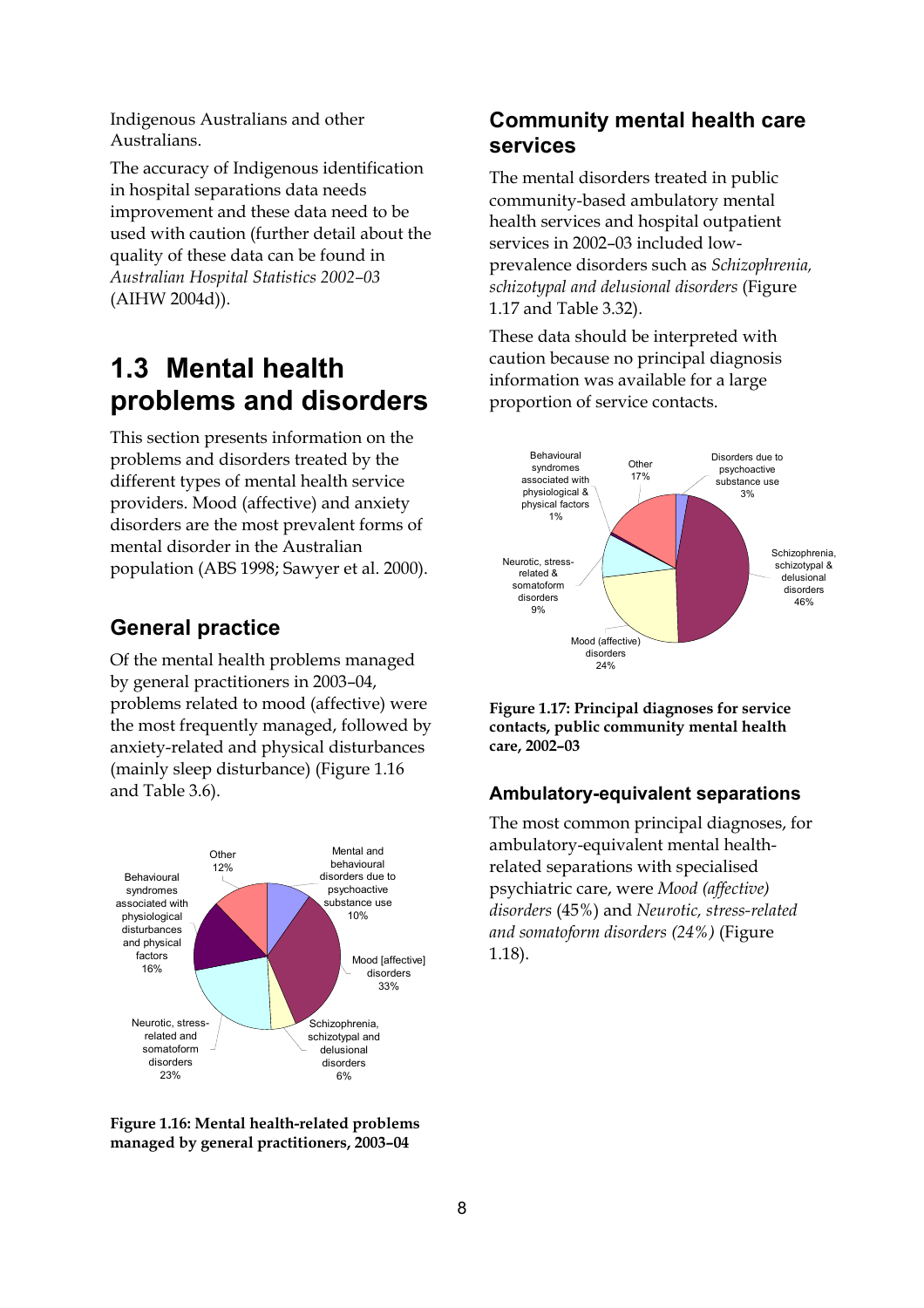Indigenous Australians and other Australians.

The accuracy of Indigenous identification in hospital separations data needs improvement and these data need to be used with caution (further detail about the quality of these data can be found in *Australian Hospital Statistics 2002–03* (AIHW 2004d)).

# 1.3 Mental health problems and disorders

This section presents information on the problems and disorders treated by the different types of mental health service providers. Mood (affective) and anxiety disorders are the most prevalent forms of mental disorder in the Australian population (ABS 1998; Sawyer et al. 2000).

## General practice

Of the mental health problems managed by general practitioners in 2003–04, problems related to mood (affective) were the most frequently managed, followed by anxiety-related and physical disturbances (mainly sleep disturbance) (Figure 1.16 and Table 3.6).

| Category | Percentage |
| --- | --- |
| Mental and behavioural disorders due to psychoactive substance use | 10% |
| Mood [affective] disorders | 33% |
| Schizophrenia, schizotypal and delusional disorders | 6% |
| Neurotic, stress-related and somatoform disorders | 23% |
| Behavioural syndromes associated with physiological disturbances and physical factors | 16% |
| Other | 12% |

**Figure 1.16: Mental health-related problems managed by general practitioners, 2003–04**

## Community mental health care services

The mental disorders treated in public community-based ambulatory mental health services and hospital outpatient services in 2002–03 included low-prevalence disorders such as *Schizophrenia, schizotypal and delusional disorders* (Figure 1.17 and Table 3.32).

These data should be interpreted with caution because no principal diagnosis information was available for a large proportion of service contacts.

| Category | Percentage |
| --- | --- |
| Disorders due to psychoactive substance use | 3% |
| Schizophrenia, schizotypal & delusional disorders | 46% |
| Mood (affective) disorders | 24% |
| Neurotic, stress-related & somatoform disorders | 9% |
| Behavioural syndromes associated with physiological & physical factors | 1% |
| Other | 17% |

**Figure 1.17: Principal diagnoses for service contacts, public community mental health care, 2002–03**

### Ambulatory-equivalent separations

The most common principal diagnoses, for ambulatory-equivalent mental health-related separations with specialised psychiatric care, were *Mood (affective) disorders* (45%) and *Neurotic, stress-related and somatoform disorders (24%)* (Figure 1.18).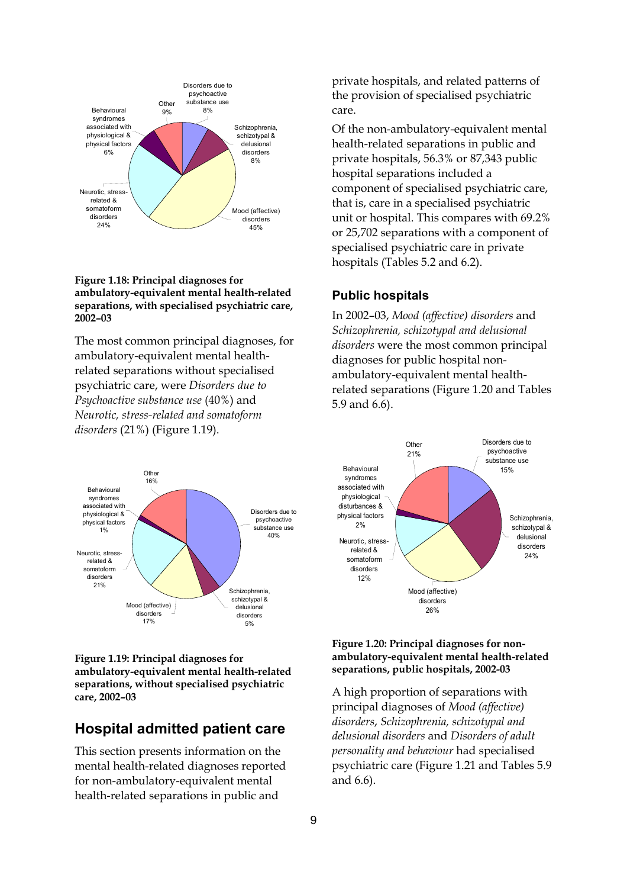**Figure 1.18: Principal diagnoses for ambulatory-equivalent mental health-related separations, with specialised psychiatric care, 2002–03**

The most common principal diagnoses, for ambulatory-equivalent mental health-related separations without specialised psychiatric care, were *Disorders due to Psychoactive substance use* (40%) and *Neurotic, stress-related and somatoform disorders* (21%) (Figure 1.19).

**Figure 1.19: Principal diagnoses for ambulatory-equivalent mental health-related separations, without specialised psychiatric care, 2002–03**

## Hospital admitted patient care

This section presents information on the mental health-related diagnoses reported for non-ambulatory-equivalent mental health-related separations in public and private hospitals, and related patterns of the provision of specialised psychiatric care.

Of the non-ambulatory-equivalent mental health-related separations in public and private hospitals, 56.3% or 87,343 public hospital separations included a component of specialised psychiatric care, that is, care in a specialised psychiatric unit or hospital. This compares with 69.2% or 25,702 separations with a component of specialised psychiatric care in private hospitals (Tables 5.2 and 6.2).

### Public hospitals

In 2002–03, *Mood (affective) disorders* and *Schizophrenia, schizotypal and delusional disorders* were the most common principal diagnoses for public hospital non-ambulatory-equivalent mental health-related separations (Figure 1.20 and Tables 5.9 and 6.6).

**Figure 1.20: Principal diagnoses for non-ambulatory-equivalent mental health-related separations, public hospitals, 2002-03**

A high proportion of separations with principal diagnoses of *Mood (affective) disorders*, *Schizophrenia, schizotypal and delusional disorders* and *Disorders of adult personality and behaviour* had specialised psychiatric care (Figure 1.21 and Tables 5.9 and 6.6).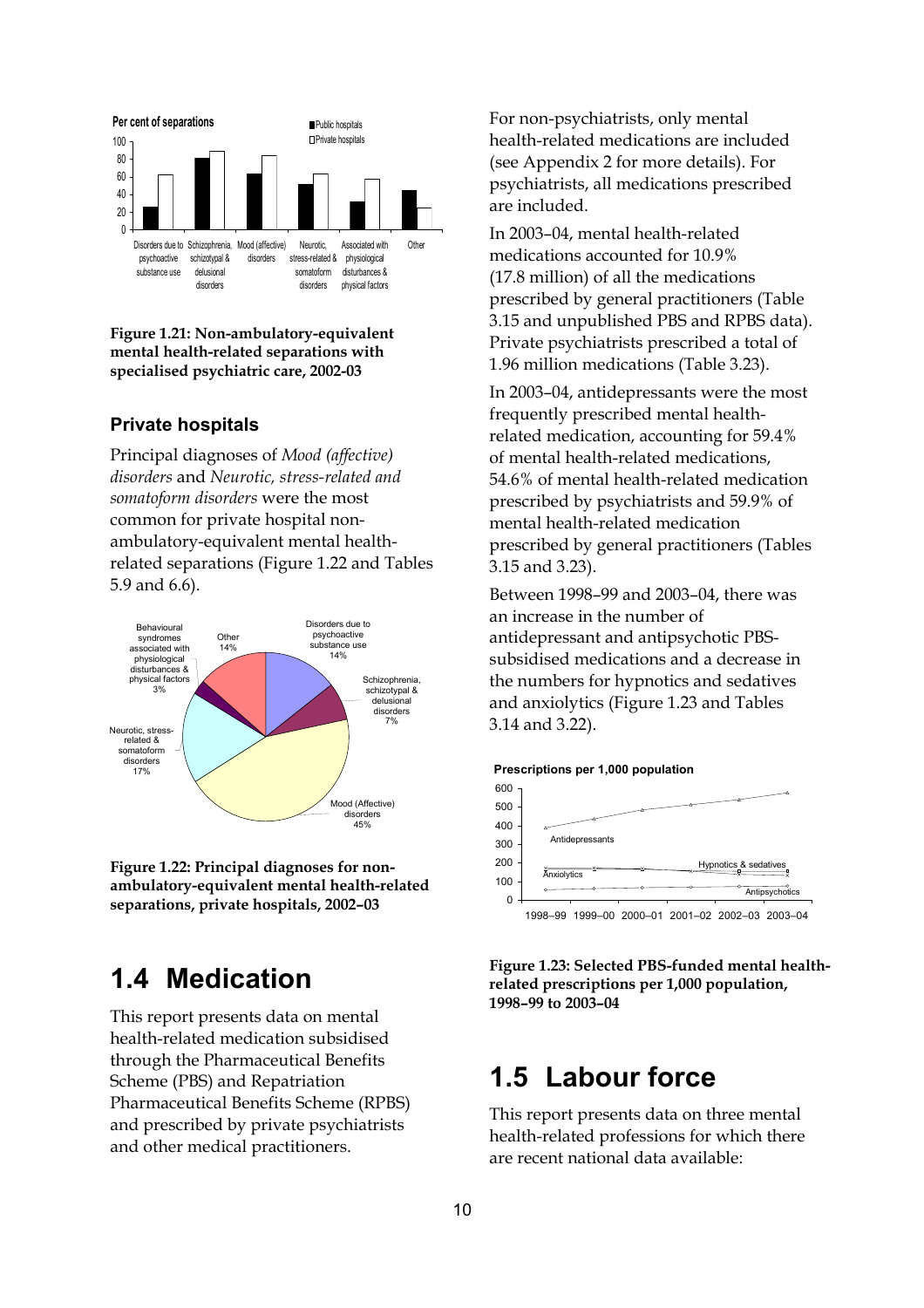Figure 1.21: Non-ambulatory-equivalent mental health-related separations with specialised psychiatric care, 2002-03

### Private hospitals

Principal diagnoses of *Mood (affective) disorders* and *Neurotic, stress-related and somatoform disorders* were the most common for private hospital non-ambulatory-equivalent mental health-related separations (Figure 1.22 and Tables 5.9 and 6.6).

Figure 1.22: Principal diagnoses for non-ambulatory-equivalent mental health-related separations, private hospitals, 2002–03

## 1.4 Medication

This report presents data on mental health-related medication subsidised through the Pharmaceutical Benefits Scheme (PBS) and Repatriation Pharmaceutical Benefits Scheme (RPBS) and prescribed by private psychiatrists and other medical practitioners.

For non-psychiatrists, only mental health-related medications are included (see Appendix 2 for more details). For psychiatrists, all medications prescribed are included.

In 2003–04, mental health-related medications accounted for 10.9% (17.8 million) of all the medications prescribed by general practitioners (Table 3.15 and unpublished PBS and RPBS data). Private psychiatrists prescribed a total of 1.96 million medications (Table 3.23).

In 2003–04, antidepressants were the most frequently prescribed mental health-related medication, accounting for 59.4% of mental health-related medications, 54.6% of mental health-related medication prescribed by psychiatrists and 59.9% of mental health-related medication prescribed by general practitioners (Tables 3.15 and 3.23).

Between 1998–99 and 2003–04, there was an increase in the number of antidepressant and antipsychotic PBS-subsidised medications and a decrease in the numbers for hypnotics and sedatives and anxiolytics (Figure 1.23 and Tables 3.14 and 3.22).

Figure 1.23: Selected PBS-funded mental health-related prescriptions per 1,000 population, 1998–99 to 2003–04

## 1.5 Labour force

This report presents data on three mental health-related professions for which there are recent national data available: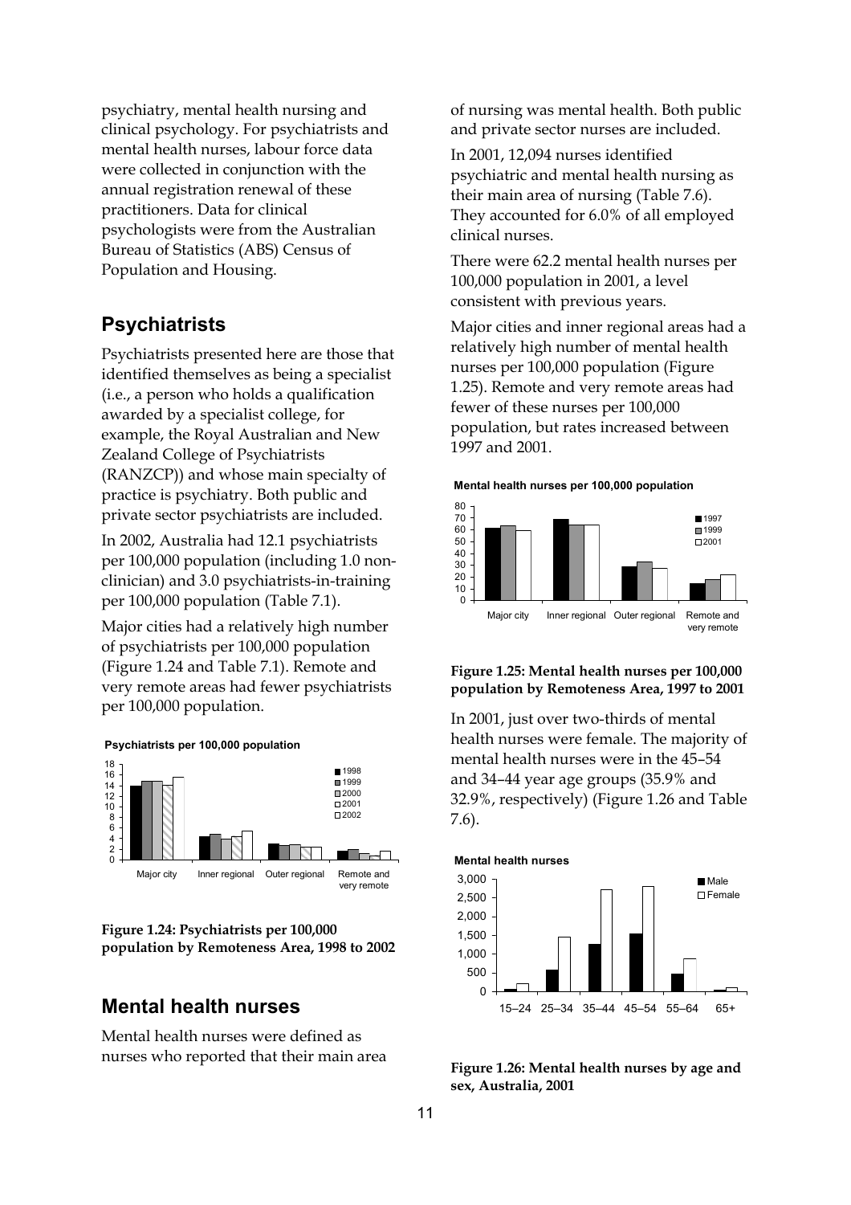psychiatry, mental health nursing and clinical psychology. For psychiatrists and mental health nurses, labour force data were collected in conjunction with the annual registration renewal of these practitioners. Data for clinical psychologists were from the Australian Bureau of Statistics (ABS) Census of Population and Housing.

## Psychiatrists

Psychiatrists presented here are those that identified themselves as being a specialist (i.e., a person who holds a qualification awarded by a specialist college, for example, the Royal Australian and New Zealand College of Psychiatrists (RANZCP)) and whose main specialty of practice is psychiatry. Both public and private sector psychiatrists are included.

In 2002, Australia had 12.1 psychiatrists per 100,000 population (including 1.0 non-clinician) and 3.0 psychiatrists-in-training per 100,000 population (Table 7.1).

Major cities had a relatively high number of psychiatrists per 100,000 population (Figure 1.24 and Table 7.1). Remote and very remote areas had fewer psychiatrists per 100,000 population.

**Figure 1.24: Psychiatrists per 100,000 population by Remoteness Area, 1998 to 2002**

## Mental health nurses

Mental health nurses were defined as nurses who reported that their main area of nursing was mental health. Both public and private sector nurses are included.

In 2001, 12,094 nurses identified psychiatric and mental health nursing as their main area of nursing (Table 7.6). They accounted for 6.0% of all employed clinical nurses.

There were 62.2 mental health nurses per 100,000 population in 2001, a level consistent with previous years.

Major cities and inner regional areas had a relatively high number of mental health nurses per 100,000 population (Figure 1.25). Remote and very remote areas had fewer of these nurses per 100,000 population, but rates increased between 1997 and 2001.

**Figure 1.25: Mental health nurses per 100,000 population by Remoteness Area, 1997 to 2001**

In 2001, just over two-thirds of mental health nurses were female. The majority of mental health nurses were in the 45–54 and 34–44 year age groups (35.9% and 32.9%, respectively) (Figure 1.26 and Table 7.6).

**Figure 1.26: Mental health nurses by age and sex, Australia, 2001**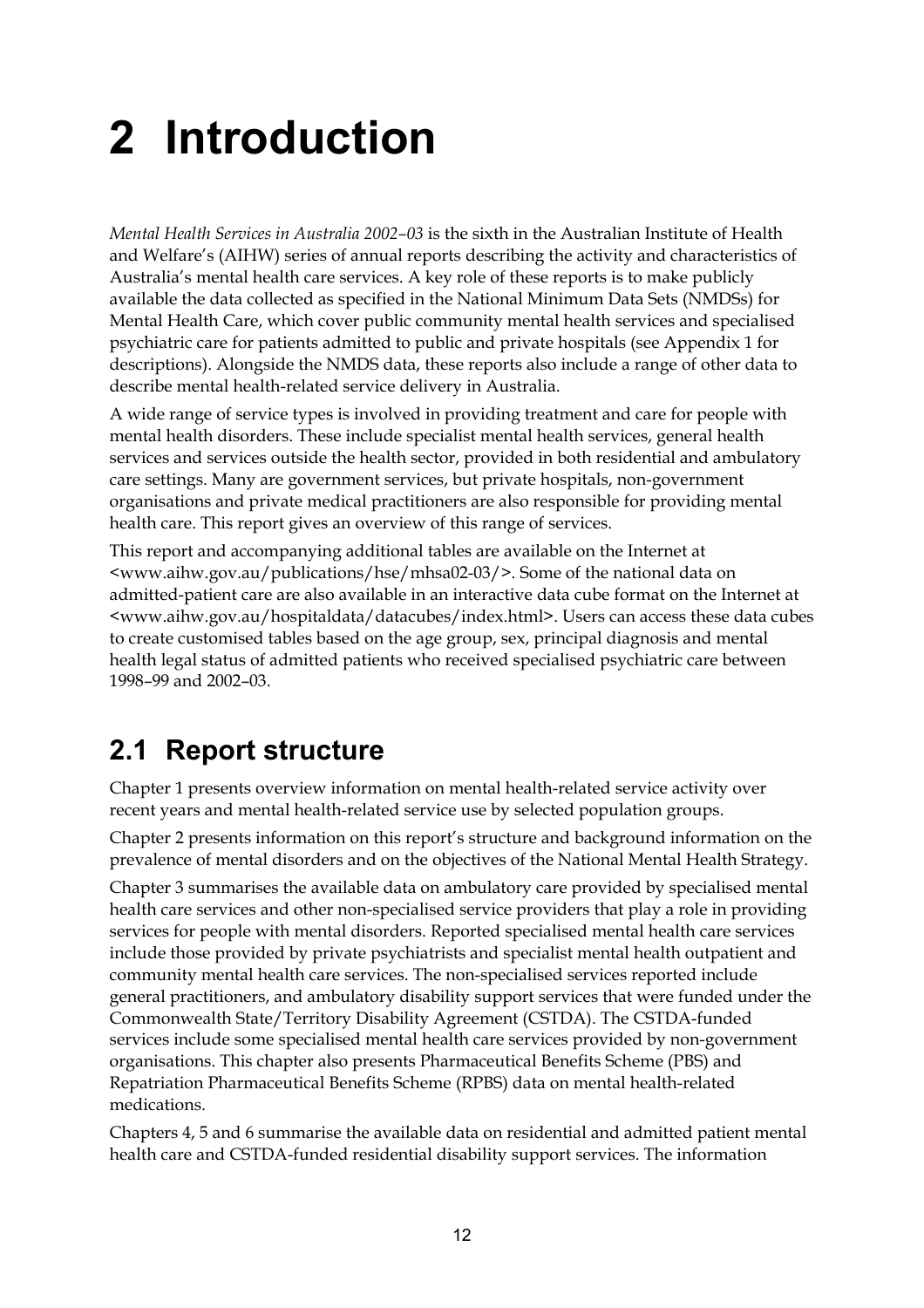# 2 Introduction

*Mental Health Services in Australia 2002–03* is the sixth in the Australian Institute of Health and Welfare's (AIHW) series of annual reports describing the activity and characteristics of Australia's mental health care services. A key role of these reports is to make publicly available the data collected as specified in the National Minimum Data Sets (NMDSs) for Mental Health Care, which cover public community mental health services and specialised psychiatric care for patients admitted to public and private hospitals (see Appendix 1 for descriptions). Alongside the NMDS data, these reports also include a range of other data to describe mental health-related service delivery in Australia.

A wide range of service types is involved in providing treatment and care for people with mental health disorders. These include specialist mental health services, general health services and services outside the health sector, provided in both residential and ambulatory care settings. Many are government services, but private hospitals, non-government organisations and private medical practitioners are also responsible for providing mental health care. This report gives an overview of this range of services.

This report and accompanying additional tables are available on the Internet at <www.aihw.gov.au/publications/hse/mhsa02-03/>. Some of the national data on admitted-patient care are also available in an interactive data cube format on the Internet at <www.aihw.gov.au/hospitaldata/datacubes/index.html>. Users can access these data cubes to create customised tables based on the age group, sex, principal diagnosis and mental health legal status of admitted patients who received specialised psychiatric care between 1998–99 and 2002–03.

## 2.1 Report structure

Chapter 1 presents overview information on mental health-related service activity over recent years and mental health-related service use by selected population groups.

Chapter 2 presents information on this report's structure and background information on the prevalence of mental disorders and on the objectives of the National Mental Health Strategy.

Chapter 3 summarises the available data on ambulatory care provided by specialised mental health care services and other non-specialised service providers that play a role in providing services for people with mental disorders. Reported specialised mental health care services include those provided by private psychiatrists and specialist mental health outpatient and community mental health care services. The non-specialised services reported include general practitioners, and ambulatory disability support services that were funded under the Commonwealth State/Territory Disability Agreement (CSTDA). The CSTDA-funded services include some specialised mental health care services provided by non-government organisations. This chapter also presents Pharmaceutical Benefits Scheme (PBS) and Repatriation Pharmaceutical Benefits Scheme (RPBS) data on mental health-related medications.

Chapters 4, 5 and 6 summarise the available data on residential and admitted patient mental health care and CSTDA-funded residential disability support services. The information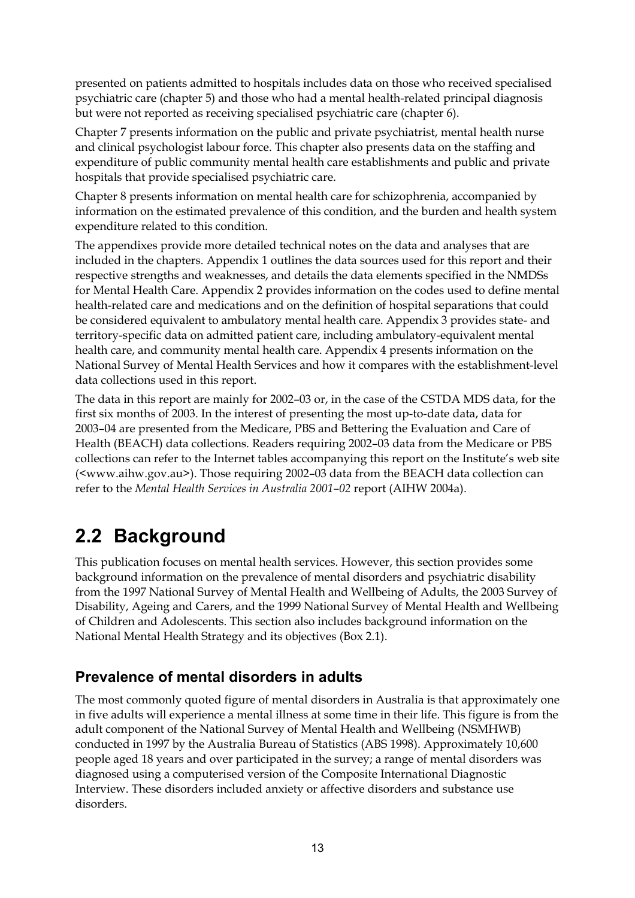presented on patients admitted to hospitals includes data on those who received specialised psychiatric care (chapter 5) and those who had a mental health-related principal diagnosis but were not reported as receiving specialised psychiatric care (chapter 6).

Chapter 7 presents information on the public and private psychiatrist, mental health nurse and clinical psychologist labour force. This chapter also presents data on the staffing and expenditure of public community mental health care establishments and public and private hospitals that provide specialised psychiatric care.

Chapter 8 presents information on mental health care for schizophrenia, accompanied by information on the estimated prevalence of this condition, and the burden and health system expenditure related to this condition.

The appendixes provide more detailed technical notes on the data and analyses that are included in the chapters. Appendix 1 outlines the data sources used for this report and their respective strengths and weaknesses, and details the data elements specified in the NMDSs for Mental Health Care. Appendix 2 provides information on the codes used to define mental health-related care and medications and on the definition of hospital separations that could be considered equivalent to ambulatory mental health care. Appendix 3 provides state- and territory-specific data on admitted patient care, including ambulatory-equivalent mental health care, and community mental health care. Appendix 4 presents information on the National Survey of Mental Health Services and how it compares with the establishment-level data collections used in this report.

The data in this report are mainly for 2002–03 or, in the case of the CSTDA MDS data, for the first six months of 2003. In the interest of presenting the most up-to-date data, data for 2003–04 are presented from the Medicare, PBS and Bettering the Evaluation and Care of Health (BEACH) data collections. Readers requiring 2002–03 data from the Medicare or PBS collections can refer to the Internet tables accompanying this report on the Institute's web site (<www.aihw.gov.au>). Those requiring 2002–03 data from the BEACH data collection can refer to the *Mental Health Services in Australia 2001–02* report (AIHW 2004a).

## 2.2 Background

This publication focuses on mental health services. However, this section provides some background information on the prevalence of mental disorders and psychiatric disability from the 1997 National Survey of Mental Health and Wellbeing of Adults, the 2003 Survey of Disability, Ageing and Carers, and the 1999 National Survey of Mental Health and Wellbeing of Children and Adolescents. This section also includes background information on the National Mental Health Strategy and its objectives (Box 2.1).

### Prevalence of mental disorders in adults

The most commonly quoted figure of mental disorders in Australia is that approximately one in five adults will experience a mental illness at some time in their life. This figure is from the adult component of the National Survey of Mental Health and Wellbeing (NSMHWB) conducted in 1997 by the Australia Bureau of Statistics (ABS 1998). Approximately 10,600 people aged 18 years and over participated in the survey; a range of mental disorders was diagnosed using a computerised version of the Composite International Diagnostic Interview. These disorders included anxiety or affective disorders and substance use disorders.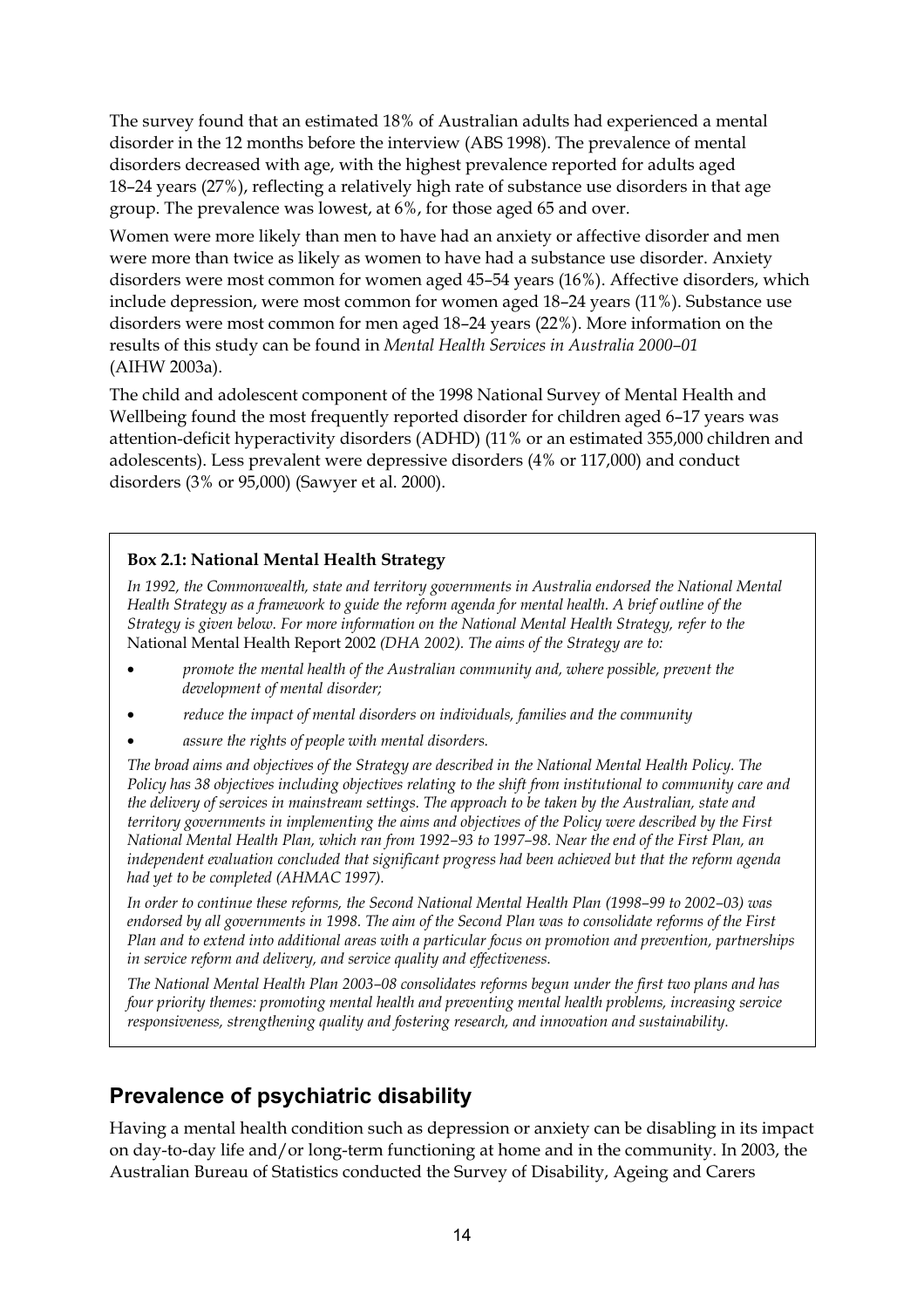The survey found that an estimated 18% of Australian adults had experienced a mental disorder in the 12 months before the interview (ABS 1998). The prevalence of mental disorders decreased with age, with the highest prevalence reported for adults aged 18–24 years (27%), reflecting a relatively high rate of substance use disorders in that age group. The prevalence was lowest, at 6%, for those aged 65 and over.

Women were more likely than men to have had an anxiety or affective disorder and men were more than twice as likely as women to have had a substance use disorder. Anxiety disorders were most common for women aged 45–54 years (16%). Affective disorders, which include depression, were most common for women aged 18–24 years (11%). Substance use disorders were most common for men aged 18–24 years (22%). More information on the results of this study can be found in *Mental Health Services in Australia 2000–01* (AIHW 2003a).

The child and adolescent component of the 1998 National Survey of Mental Health and Wellbeing found the most frequently reported disorder for children aged 6–17 years was attention-deficit hyperactivity disorders (ADHD) (11% or an estimated 355,000 children and adolescents). Less prevalent were depressive disorders (4% or 117,000) and conduct disorders (3% or 95,000) (Sawyer et al. 2000).

> **Box 2.1: National Mental Health Strategy**
>
> *In 1992, the Commonwealth, state and territory governments in Australia endorsed the National Mental Health Strategy as a framework to guide the reform agenda for mental health. A brief outline of the Strategy is given below. For more information on the National Mental Health Strategy, refer to the* National Mental Health Report 2002 *(DHA 2002). The aims of the Strategy are to:*
>
> - *promote the mental health of the Australian community and, where possible, prevent the development of mental disorder;*
> - *reduce the impact of mental disorders on individuals, families and the community*
> - *assure the rights of people with mental disorders.*
>
> *The broad aims and objectives of the Strategy are described in the National Mental Health Policy. The Policy has 38 objectives including objectives relating to the shift from institutional to community care and the delivery of services in mainstream settings. The approach to be taken by the Australian, state and territory governments in implementing the aims and objectives of the Policy were described by the First National Mental Health Plan, which ran from 1992–93 to 1997–98. Near the end of the First Plan, an independent evaluation concluded that significant progress had been achieved but that the reform agenda had yet to be completed (AHMAC 1997).*
>
> *In order to continue these reforms, the Second National Mental Health Plan (1998–99 to 2002–03) was endorsed by all governments in 1998. The aim of the Second Plan was to consolidate reforms of the First Plan and to extend into additional areas with a particular focus on promotion and prevention, partnerships in service reform and delivery, and service quality and effectiveness.*
>
> *The National Mental Health Plan 2003–08 consolidates reforms begun under the first two plans and has four priority themes: promoting mental health and preventing mental health problems, increasing service responsiveness, strengthening quality and fostering research, and innovation and sustainability.*

## Prevalence of psychiatric disability

Having a mental health condition such as depression or anxiety can be disabling in its impact on day-to-day life and/or long-term functioning at home and in the community. In 2003, the Australian Bureau of Statistics conducted the Survey of Disability, Ageing and Carers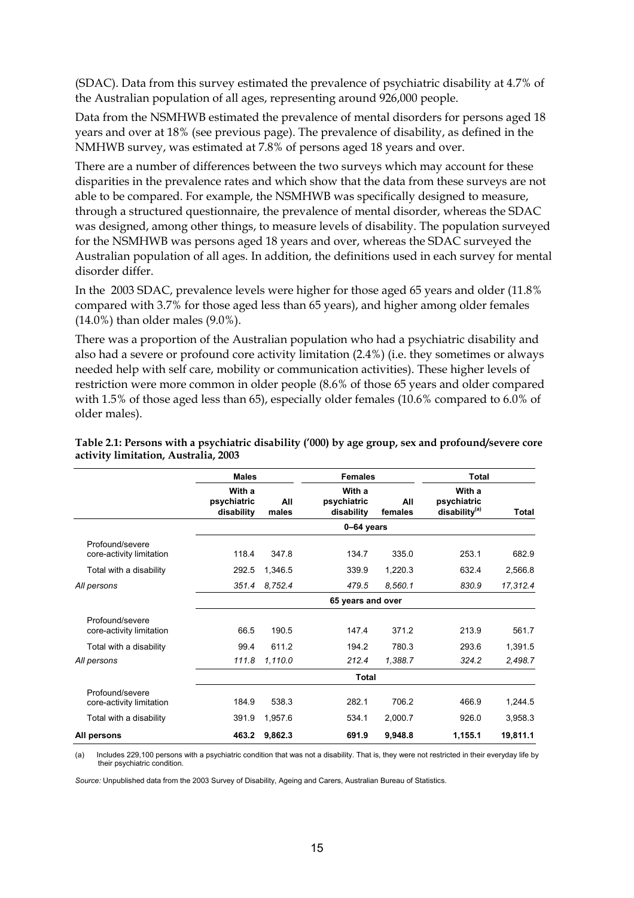(SDAC). Data from this survey estimated the prevalence of psychiatric disability at 4.7% of the Australian population of all ages, representing around 926,000 people.

Data from the NSMHWB estimated the prevalence of mental disorders for persons aged 18 years and over at 18% (see previous page). The prevalence of disability, as defined in the NMHWB survey, was estimated at 7.8% of persons aged 18 years and over.

There are a number of differences between the two surveys which may account for these disparities in the prevalence rates and which show that the data from these surveys are not able to be compared. For example, the NSMHWB was specifically designed to measure, through a structured questionnaire, the prevalence of mental disorder, whereas the SDAC was designed, among other things, to measure levels of disability. The population surveyed for the NSMHWB was persons aged 18 years and over, whereas the SDAC surveyed the Australian population of all ages. In addition, the definitions used in each survey for mental disorder differ.

In the 2003 SDAC, prevalence levels were higher for those aged 65 years and older (11.8% compared with 3.7% for those aged less than 65 years), and higher among older females (14.0%) than older males (9.0%).

There was a proportion of the Australian population who had a psychiatric disability and also had a severe or profound core activity limitation (2.4%) (i.e. they sometimes or always needed help with self care, mobility or communication activities). These higher levels of restriction were more common in older people (8.6% of those 65 years and older compared with 1.5% of those aged less than 65), especially older females (10.6% compared to 6.0% of older males).

**Table 2.1: Persons with a psychiatric disability ('000) by age group, sex and profound/severe core activity limitation, Australia, 2003**

| | Males | | Females | | Total | |
|---|---|---|---|---|---|---|
| | With a psychiatric disability | All males | With a psychiatric disability | All females | With a psychiatric disability[(a)] | Total |
| | | | **0–64 years** | | | |
| Profound/severe core-activity limitation | 118.4 | 347.8 | 134.7 | 335.0 | 253.1 | 682.9 |
| Total with a disability | 292.5 | 1,346.5 | 339.9 | 1,220.3 | 632.4 | 2,566.8 |
| *All persons* | *351.4* | *8,752.4* | *479.5* | *8,560.1* | *830.9* | *17,312.4* |
| | | | **65 years and over** | | | |
| Profound/severe core-activity limitation | 66.5 | 190.5 | 147.4 | 371.2 | 213.9 | 561.7 |
| Total with a disability | 99.4 | 611.2 | 194.2 | 780.3 | 293.6 | 1,391.5 |
| *All persons* | *111.8* | *1,110.0* | *212.4* | *1,388.7* | *324.2* | *2,498.7* |
| | | | **Total** | | | |
| Profound/severe core-activity limitation | 184.9 | 538.3 | 282.1 | 706.2 | 466.9 | 1,244.5 |
| Total with a disability | 391.9 | 1,957.6 | 534.1 | 2,000.7 | 926.0 | 3,958.3 |
| **All persons** | **463.2** | **9,862.3** | **691.9** | **9,948.8** | **1,155.1** | **19,811.1** |

(a) Includes 229,100 persons with a psychiatric condition that was not a disability. That is, they were not restricted in their everyday life by their psychiatric condition.

*Source:* Unpublished data from the 2003 Survey of Disability, Ageing and Carers, Australian Bureau of Statistics.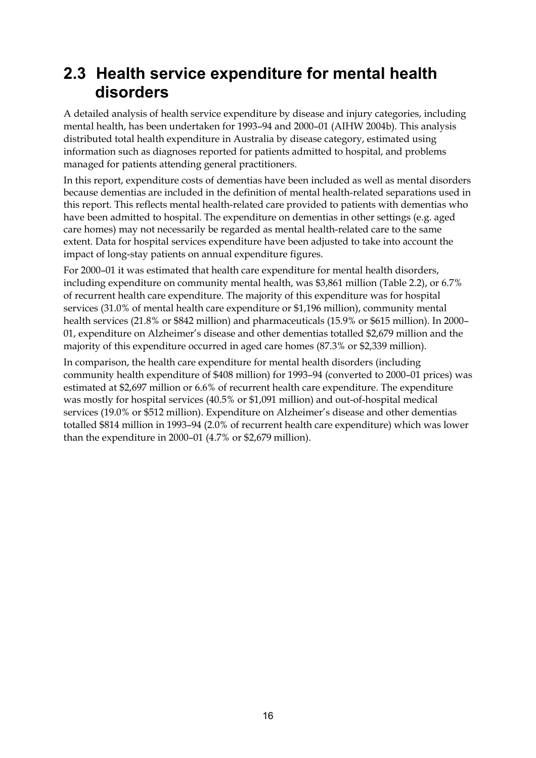## 2.3 Health service expenditure for mental health disorders

A detailed analysis of health service expenditure by disease and injury categories, including mental health, has been undertaken for 1993–94 and 2000–01 (AIHW 2004b). This analysis distributed total health expenditure in Australia by disease category, estimated using information such as diagnoses reported for patients admitted to hospital, and problems managed for patients attending general practitioners.

In this report, expenditure costs of dementias have been included as well as mental disorders because dementias are included in the definition of mental health-related separations used in this report. This reflects mental health-related care provided to patients with dementias who have been admitted to hospital. The expenditure on dementias in other settings (e.g. aged care homes) may not necessarily be regarded as mental health-related care to the same extent. Data for hospital services expenditure have been adjusted to take into account the impact of long-stay patients on annual expenditure figures.

For 2000–01 it was estimated that health care expenditure for mental health disorders, including expenditure on community mental health, was $3,861 million (Table 2.2), or 6.7% of recurrent health care expenditure. The majority of this expenditure was for hospital services (31.0% of mental health care expenditure or $1,196 million), community mental health services (21.8% or $842 million) and pharmaceuticals (15.9% or $615 million). In 2000–01, expenditure on Alzheimer's disease and other dementias totalled $2,679 million and the majority of this expenditure occurred in aged care homes (87.3% or $2,339 million).

In comparison, the health care expenditure for mental health disorders (including community health expenditure of $408 million) for 1993–94 (converted to 2000–01 prices) was estimated at $2,697 million or 6.6% of recurrent health care expenditure. The expenditure was mostly for hospital services (40.5% or $1,091 million) and out-of-hospital medical services (19.0% or $512 million). Expenditure on Alzheimer's disease and other dementias totalled $814 million in 1993–94 (2.0% of recurrent health care expenditure) which was lower than the expenditure in 2000–01 (4.7% or $2,679 million).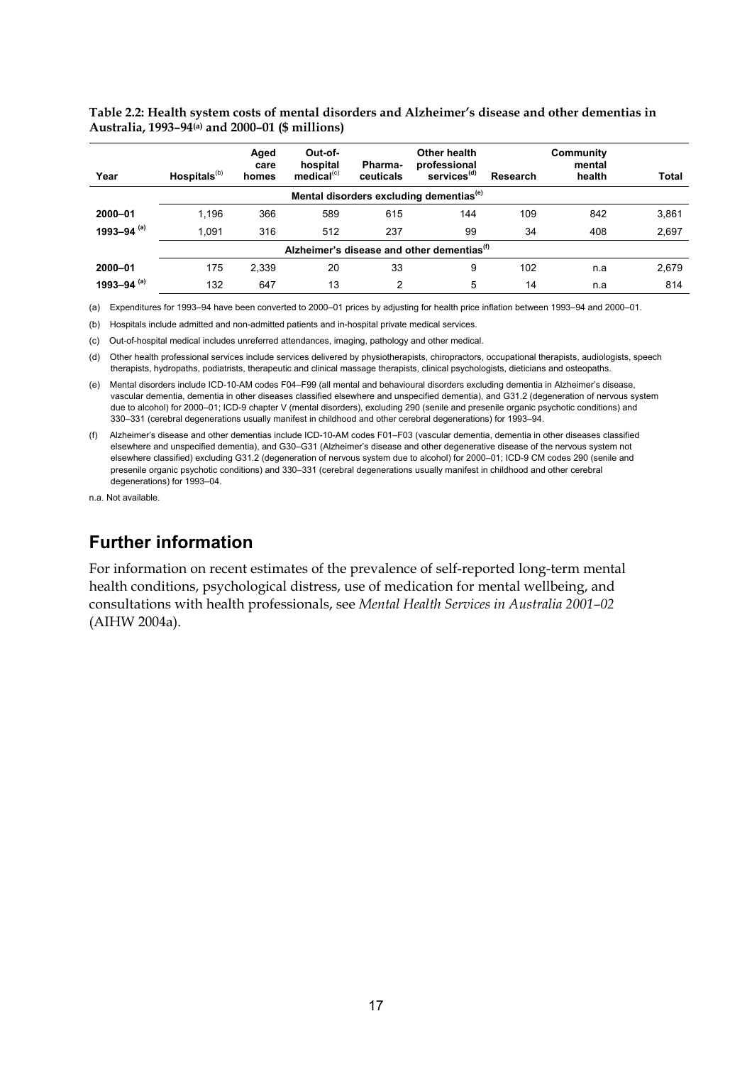**Table 2.2: Health system costs of mental disorders and Alzheimer's disease and other dementias in Australia, 1993–94[a] and 2000–01 ($ millions)**

| Year | Hospitals[b] | Aged care homes | Out-of-hospital medical[c] | Pharma-ceuticals | Other health professional services[d] | Research | Community mental health | Total |
|---|---|---|---|---|---|---|---|---|
| | | | Mental disorders excluding dementias[e] | | | | | |
| **2000–01** | 1,196 | 366 | 589 | 615 | 144 | 109 | 842 | 3,861 |
| **1993–94 [a]** | 1,091 | 316 | 512 | 237 | 99 | 34 | 408 | 2,697 |
| | | | Alzheimer's disease and other dementias[f] | | | | | |
| **2000–01** | 175 | 2,339 | 20 | 33 | 9 | 102 | n.a | 2,679 |
| **1993–94 [a]** | 132 | 647 | 13 | 2 | 5 | 14 | n.a | 814 |

(a) Expenditures for 1993–94 have been converted to 2000–01 prices by adjusting for health price inflation between 1993–94 and 2000–01.

(b) Hospitals include admitted and non-admitted patients and in-hospital private medical services.

(c) Out-of-hospital medical includes unreferred attendances, imaging, pathology and other medical.

(d) Other health professional services include services delivered by physiotherapists, chiropractors, occupational therapists, audiologists, speech therapists, hydropaths, podiatrists, therapeutic and clinical massage therapists, clinical psychologists, dieticians and osteopaths.

(e) Mental disorders include ICD-10-AM codes F04–F99 (all mental and behavioural disorders excluding dementia in Alzheimer's disease, vascular dementia, dementia in other diseases classified elsewhere and unspecified dementia), and G31.2 (degeneration of nervous system due to alcohol) for 2000–01; ICD-9 chapter V (mental disorders), excluding 290 (senile and presenile organic psychotic conditions) and 330–331 (cerebral degenerations usually manifest in childhood and other cerebral degenerations) for 1993–94.

(f) Alzheimer's disease and other dementias include ICD-10-AM codes F01–F03 (vascular dementia, dementia in other diseases classified elsewhere and unspecified dementia), and G30–G31 (Alzheimer's disease and other degenerative disease of the nervous system not elsewhere classified) excluding G31.2 (degeneration of nervous system due to alcohol) for 2000–01; ICD-9 CM codes 290 (senile and presenile organic psychotic conditions) and 330–331 (cerebral degenerations usually manifest in childhood and other cerebral degenerations) for 1993–04.

n.a. Not available.

## Further information

For information on recent estimates of the prevalence of self-reported long-term mental health conditions, psychological distress, use of medication for mental wellbeing, and consultations with health professionals, see *Mental Health Services in Australia 2001–02* (AIHW 2004a).